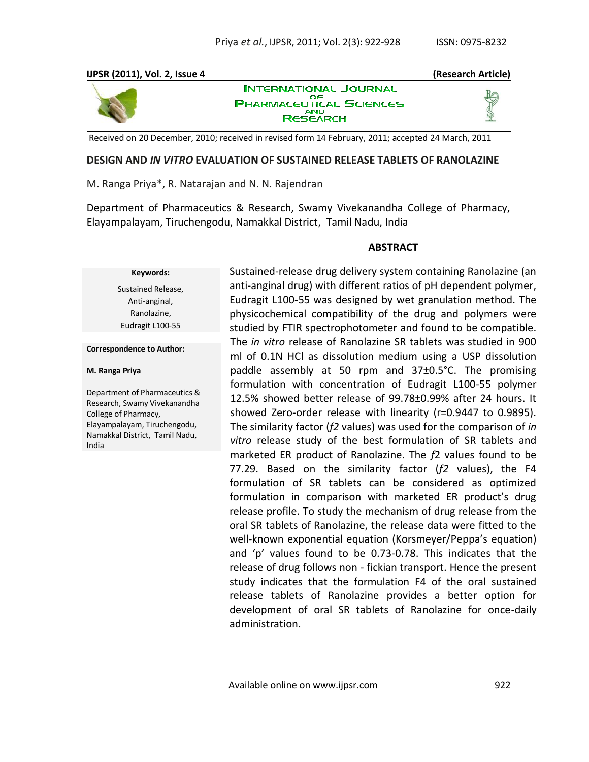**(Research Article)**

Received on 20 December, 2010; received in revised form 14 February, 2011; accepted 24 March, 2011

# DESIGN AND *IN VITRO* EVALUATION OF SUSTAINED RELEASE TABLETS OF RANOLAZINE

M. Ranga Priya*, R. Natarajan and N. N. Rajendran

Department of Pharmaceutics & Research, Swamy Vivekanandha College of Pharmacy, Elayampalayam, Tiruchengodu, Namakkal District, Tamil Nadu, India

**Keywords:**

Sustained Release,
Anti-anginal,
Ranolazine,
Eudragit L100-55

**Correspondence to Author:**

**M. Ranga Priya**

Department of Pharmaceutics & Research, Swamy Vivekanandha College of Pharmacy, Elayampalayam, Tiruchengodu, Namakkal District, Tamil Nadu, India

## ABSTRACT

Sustained-release drug delivery system containing Ranolazine (an anti-anginal drug) with different ratios of pH dependent polymer, Eudragit L100-55 was designed by wet granulation method. The physicochemical compatibility of the drug and polymers were studied by FTIR spectrophotometer and found to be compatible. The *in vitro* release of Ranolazine SR tablets was studied in 900 ml of 0.1N HCl as dissolution medium using a USP dissolution paddle assembly at 50 rpm and 37±0.5°C. The promising formulation with concentration of Eudragit L100-55 polymer 12.5% showed better release of 99.78±0.99% after 24 hours. It showed Zero-order release with linearity (r=0.9447 to 0.9895). The similarity factor (*f2* values) was used for the comparison of *in vitro* release study of the best formulation of SR tablets and marketed ER product of Ranolazine. The *f*2 values found to be 77.29. Based on the similarity factor (*f2* values), the F4 formulation of SR tablets can be considered as optimized formulation in comparison with marketed ER product's drug release profile. To study the mechanism of drug release from the oral SR tablets of Ranolazine, the release data were fitted to the well-known exponential equation (Korsmeyer/Peppa's equation) and 'p' values found to be 0.73-0.78. This indicates that the release of drug follows non - fickian transport. Hence the present study indicates that the formulation F4 of the oral sustained release tablets of Ranolazine provides a better option for development of oral SR tablets of Ranolazine for once-daily administration.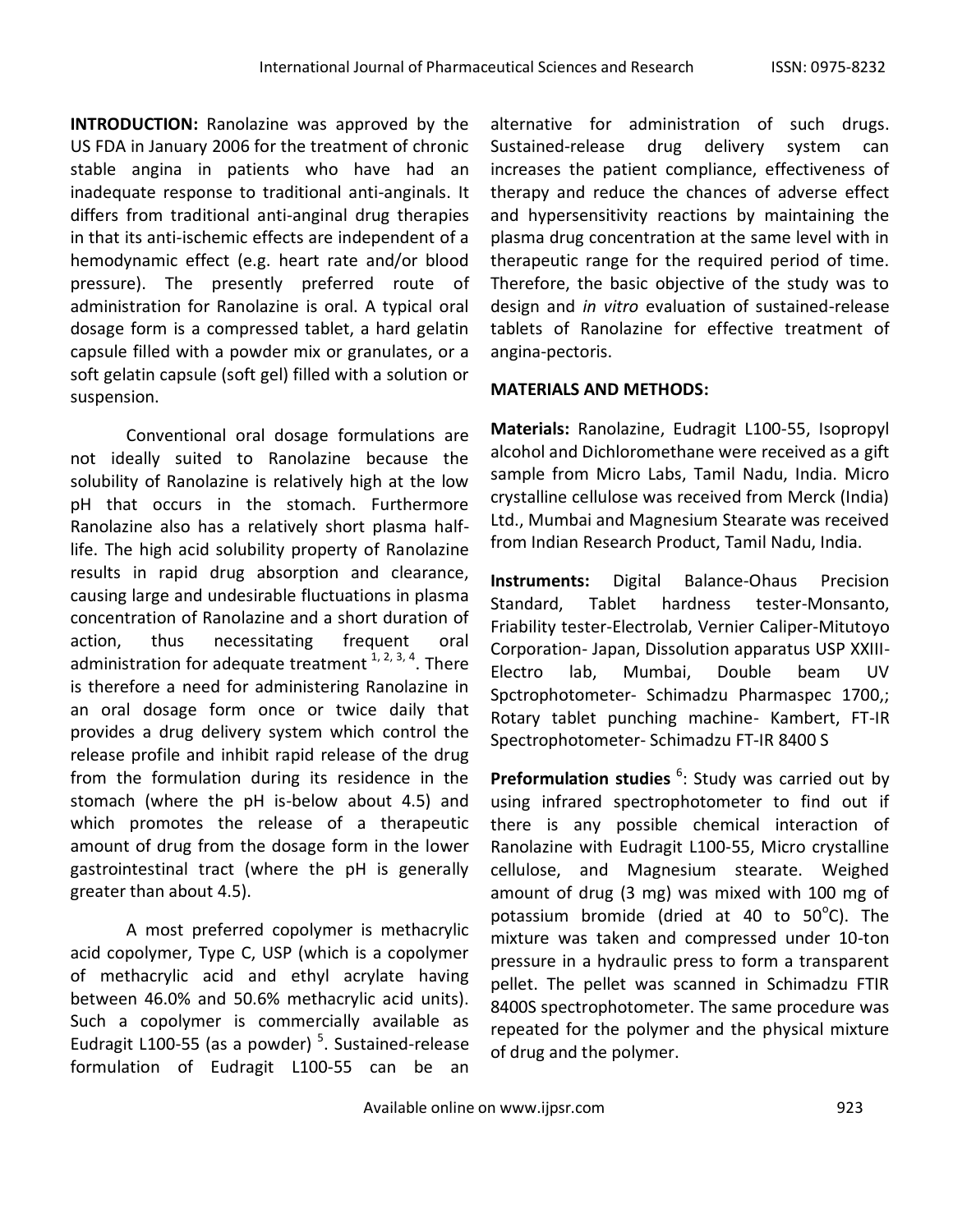**INTRODUCTION:** Ranolazine was approved by the US FDA in January 2006 for the treatment of chronic stable angina in patients who have had an inadequate response to traditional anti-anginals. It differs from traditional anti-anginal drug therapies in that its anti-ischemic effects are independent of a hemodynamic effect (e.g. heart rate and/or blood pressure). The presently preferred route of administration for Ranolazine is oral. A typical oral dosage form is a compressed tablet, a hard gelatin capsule filled with a powder mix or granulates, or a soft gelatin capsule (soft gel) filled with a solution or suspension.

Conventional oral dosage formulations are not ideally suited to Ranolazine because the solubility of Ranolazine is relatively high at the low pH that occurs in the stomach. Furthermore Ranolazine also has a relatively short plasma half-life. The high acid solubility property of Ranolazine results in rapid drug absorption and clearance, causing large and undesirable fluctuations in plasma concentration of Ranolazine and a short duration of action, thus necessitating frequent oral administration for adequate treatment [1, 2, 3, 4]. There is therefore a need for administering Ranolazine in an oral dosage form once or twice daily that provides a drug delivery system which control the release profile and inhibit rapid release of the drug from the formulation during its residence in the stomach (where the pH is-below about 4.5) and which promotes the release of a therapeutic amount of drug from the dosage form in the lower gastrointestinal tract (where the pH is generally greater than about 4.5).

A most preferred copolymer is methacrylic acid copolymer, Type C, USP (which is a copolymer of methacrylic acid and ethyl acrylate having between 46.0% and 50.6% methacrylic acid units). Such a copolymer is commercially available as Eudragit L100-55 (as a powder) [5]. Sustained-release formulation of Eudragit L100-55 can be an alternative for administration of such drugs. Sustained-release drug delivery system can increases the patient compliance, effectiveness of therapy and reduce the chances of adverse effect and hypersensitivity reactions by maintaining the plasma drug concentration at the same level with in therapeutic range for the required period of time. Therefore, the basic objective of the study was to design and *in vitro* evaluation of sustained-release tablets of Ranolazine for effective treatment of angina-pectoris.

## MATERIALS AND METHODS:

**Materials:** Ranolazine, Eudragit L100-55, Isopropyl alcohol and Dichloromethane were received as a gift sample from Micro Labs, Tamil Nadu, India. Micro crystalline cellulose was received from Merck (India) Ltd., Mumbai and Magnesium Stearate was received from Indian Research Product, Tamil Nadu, India.

**Instruments:** Digital Balance-Ohaus Precision Standard, Tablet hardness tester-Monsanto, Friability tester-Electrolab, Vernier Caliper-Mitutoyo Corporation- Japan, Dissolution apparatus USP XXIII-Electro lab, Mumbai, Double beam UV Spctrophotometer- Schimadzu Pharmaspec 1700,; Rotary tablet punching machine- Kambert, FT-IR Spectrophotometer- Schimadzu FT-IR 8400 S

**Preformulation studies** [6]: Study was carried out by using infrared spectrophotometer to find out if there is any possible chemical interaction of Ranolazine with Eudragit L100-55, Micro crystalline cellulose, and Magnesium stearate. Weighed amount of drug (3 mg) was mixed with 100 mg of potassium bromide (dried at 40 to 50$^{o}$C). The mixture was taken and compressed under 10-ton pressure in a hydraulic press to form a transparent pellet. The pellet was scanned in Schimadzu FTIR 8400S spectrophotometer. The same procedure was repeated for the polymer and the physical mixture of drug and the polymer.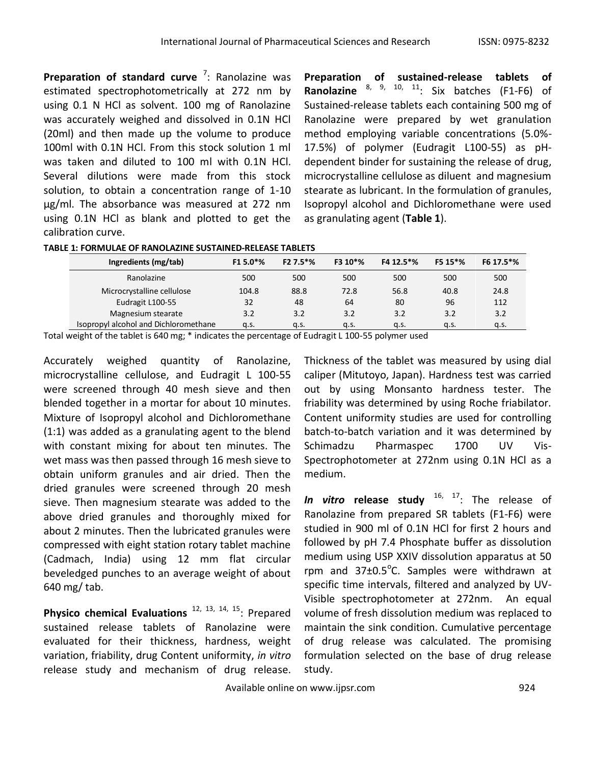**Preparation of standard curve** [7]: Ranolazine was estimated spectrophotometrically at 272 nm by using 0.1 N HCl as solvent. 100 mg of Ranolazine was accurately weighed and dissolved in 0.1N HCl (20ml) and then made up the volume to produce 100ml with 0.1N HCl. From this stock solution 1 ml was taken and diluted to 100 ml with 0.1N HCl. Several dilutions were made from this stock solution, to obtain a concentration range of 1-10 µg/ml. The absorbance was measured at 272 nm using 0.1N HCl as blank and plotted to get the calibration curve.

**Preparation of sustained-release tablets of Ranolazine** [8, 9, 10, 11]: Six batches (F1-F6) of Sustained-release tablets each containing 500 mg of Ranolazine were prepared by wet granulation method employing variable concentrations (5.0%-17.5%) of polymer (Eudragit L100-55) as pH-dependent binder for sustaining the release of drug, microcrystalline cellulose as diluent and magnesium stearate as lubricant. In the formulation of granules, Isopropyl alcohol and Dichloromethane were used as granulating agent (**Table 1**).

**TABLE 1: FORMULAE OF RANOLAZINE SUSTAINED-RELEASE TABLETS**

| Ingredients (mg/tab) | F1 5.0*% | F2 7.5*% | F3 10*% | F4 12.5*% | F5 15*% | F6 17.5*% |
|---|---|---|---|---|---|---|
| Ranolazine | 500 | 500 | 500 | 500 | 500 | 500 |
| Microcrystalline cellulose | 104.8 | 88.8 | 72.8 | 56.8 | 40.8 | 24.8 |
| Eudragit L100-55 | 32 | 48 | 64 | 80 | 96 | 112 |
| Magnesium stearate | 3.2 | 3.2 | 3.2 | 3.2 | 3.2 | 3.2 |
| Isopropyl alcohol and Dichloromethane | q.s. | q.s. | q.s. | q.s. | q.s. | q.s. |

Total weight of the tablet is 640 mg; * indicates the percentage of Eudragit L 100-55 polymer used

Accurately weighed quantity of Ranolazine, microcrystalline cellulose, and Eudragit L 100-55 were screened through 40 mesh sieve and then blended together in a mortar for about 10 minutes. Mixture of Isopropyl alcohol and Dichloromethane (1:1) was added as a granulating agent to the blend with constant mixing for about ten minutes. The wet mass was then passed through 16 mesh sieve to obtain uniform granules and air dried. Then the dried granules were screened through 20 mesh sieve. Then magnesium stearate was added to the above dried granules and thoroughly mixed for about 2 minutes. Then the lubricated granules were compressed with eight station rotary tablet machine (Cadmach, India) using 12 mm flat circular beveledged punches to an average weight of about 640 mg/ tab.

**Physico chemical Evaluations** [12, 13, 14, 15]: Prepared sustained release tablets of Ranolazine were evaluated for their thickness, hardness, weight variation, friability, drug Content uniformity, *in vitro* release study and mechanism of drug release. Thickness of the tablet was measured by using dial caliper (Mitutoyo, Japan). Hardness test was carried out by using Monsanto hardness tester. The friability was determined by using Roche friabilator. Content uniformity studies are used for controlling batch-to-batch variation and it was determined by Schimadzu Pharmaspec 1700 UV Vis-Spectrophotometer at 272nm using 0.1N HCl as a medium.

***In vitro* release study** [16, 17]: The release of Ranolazine from prepared SR tablets (F1-F6) were studied in 900 ml of 0.1N HCl for first 2 hours and followed by pH 7.4 Phosphate buffer as dissolution medium using USP XXIV dissolution apparatus at 50 rpm and 37±0.5°C. Samples were withdrawn at specific time intervals, filtered and analyzed by UV-Visible spectrophotometer at 272nm. An equal volume of fresh dissolution medium was replaced to maintain the sink condition. Cumulative percentage of drug release was calculated. The promising formulation selected on the base of drug release study.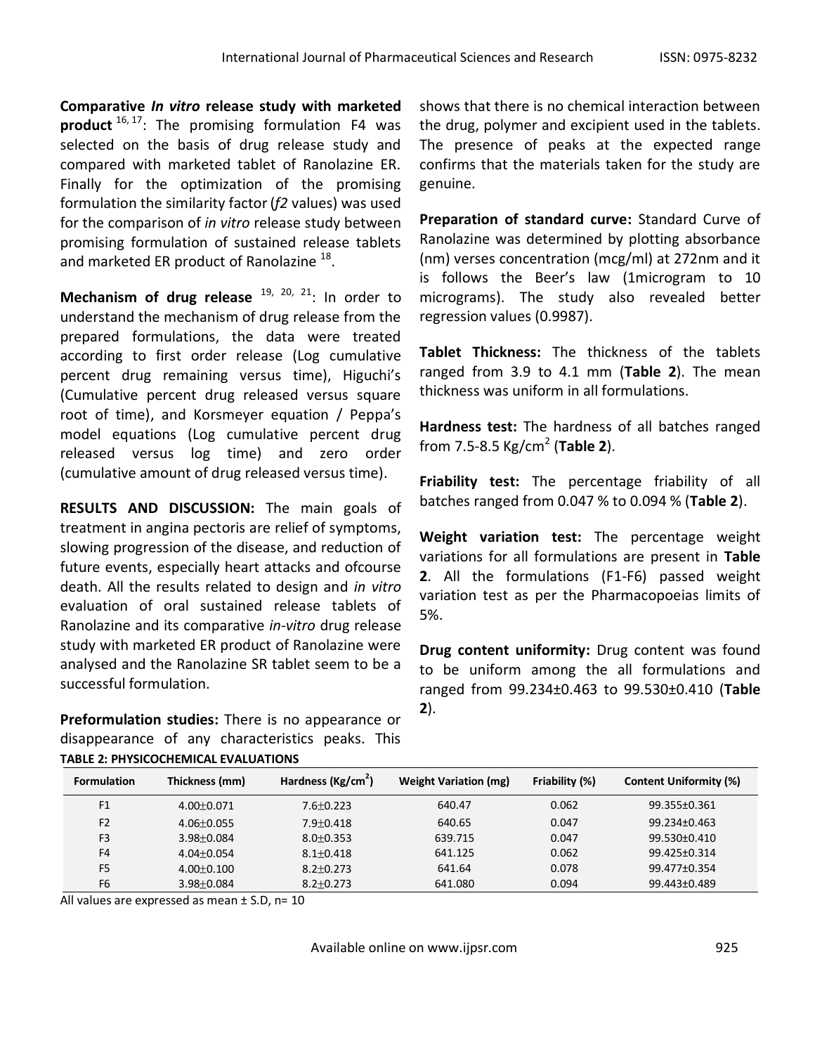**Comparative *In vitro* release study with marketed product** [16, 17]: The promising formulation F4 was selected on the basis of drug release study and compared with marketed tablet of Ranolazine ER. Finally for the optimization of the promising formulation the similarity factor (*f2* values) was used for the comparison of *in vitro* release study between promising formulation of sustained release tablets and marketed ER product of Ranolazine [18].

**Mechanism of drug release** [19, 20, 21]: In order to understand the mechanism of drug release from the prepared formulations, the data were treated according to first order release (Log cumulative percent drug remaining versus time), Higuchi's (Cumulative percent drug released versus square root of time), and Korsmeyer equation / Peppa's model equations (Log cumulative percent drug released versus log time) and zero order (cumulative amount of drug released versus time).

**RESULTS AND DISCUSSION:** The main goals of treatment in angina pectoris are relief of symptoms, slowing progression of the disease, and reduction of future events, especially heart attacks and ofcourse death. All the results related to design and *in vitro* evaluation of oral sustained release tablets of Ranolazine and its comparative *in-vitro* drug release study with marketed ER product of Ranolazine were analysed and the Ranolazine SR tablet seem to be a successful formulation.

**Preformulation studies:** There is no appearance or disappearance of any characteristics peaks. This shows that there is no chemical interaction between the drug, polymer and excipient used in the tablets. The presence of peaks at the expected range confirms that the materials taken for the study are genuine.

**Preparation of standard curve:** Standard Curve of Ranolazine was determined by plotting absorbance (nm) verses concentration (mcg/ml) at 272nm and it is follows the Beer's law (1microgram to 10 micrograms). The study also revealed better regression values (0.9987).

**Tablet Thickness:** The thickness of the tablets ranged from 3.9 to 4.1 mm (**Table 2**). The mean thickness was uniform in all formulations.

**Hardness test:** The hardness of all batches ranged from 7.5-8.5 Kg/cm$^2$ (**Table 2**).

**Friability test:** The percentage friability of all batches ranged from 0.047 % to 0.094 % (**Table 2**).

**Weight variation test:** The percentage weight variations for all formulations are present in **Table 2**. All the formulations (F1-F6) passed weight variation test as per the Pharmacopoeias limits of 5%.

**Drug content uniformity:** Drug content was found to be uniform among the all formulations and ranged from 99.234±0.463 to 99.530±0.410 (**Table 2**).

**TABLE 2: PHYSICOCHEMICAL EVALUATIONS**

| Formulation | Thickness (mm) | Hardness (Kg/cm$^2$) | Weight Variation (mg) | Friability (%) | Content Uniformity (%) |
|---|---|---|---|---|---|
| F1 | 4.00±0.071 | 7.6±0.223 | 640.47 | 0.062 | 99.355±0.361 |
| F2 | 4.06±0.055 | 7.9±0.418 | 640.65 | 0.047 | 99.234±0.463 |
| F3 | 3.98±0.084 | 8.0±0.353 | 639.715 | 0.047 | 99.530±0.410 |
| F4 | 4.04±0.054 | 8.1±0.418 | 641.125 | 0.062 | 99.425±0.314 |
| F5 | 4.00±0.100 | 8.2±0.273 | 641.64 | 0.078 | 99.477±0.354 |
| F6 | 3.98±0.084 | 8.2±0.273 | 641.080 | 0.094 | 99.443±0.489 |

All values are expressed as mean ± S.D, n= 10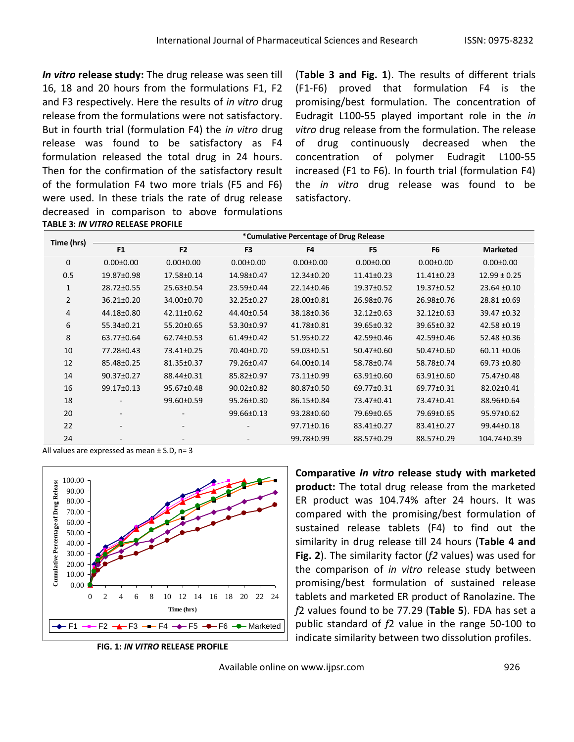***In vitro* release study:** The drug release was seen till 16, 18 and 20 hours from the formulations F1, F2 and F3 respectively. Here the results of *in vitro* drug release from the formulations were not satisfactory. But in fourth trial (formulation F4) the *in vitro* drug release was found to be satisfactory as F4 formulation released the total drug in 24 hours. Then for the confirmation of the satisfactory result of the formulation F4 two more trials (F5 and F6) were used. In these trials the rate of drug release decreased in comparison to above formulations (**Table 3 and Fig. 1**). The results of different trials (F1-F6) proved that formulation F4 is the promising/best formulation. The concentration of Eudragit L100-55 played important role in the *in vitro* drug release from the formulation. The release of drug continuously decreased when the concentration of polymer Eudragit L100-55 increased (F1 to F6). In fourth trial (formulation F4) the *in vitro* drug release was found to be satisfactory.

**TABLE 3: *IN VITRO* RELEASE PROFILE**

| Time (hrs) | *Cumulative Percentage of Drug Release | | | | | | |
|---|---|---|---|---|---|---|---|
| | F1 | F2 | F3 | F4 | F5 | F6 | Marketed |
| 0 | 0.00±0.00 | 0.00±0.00 | 0.00±0.00 | 0.00±0.00 | 0.00±0.00 | 0.00±0.00 | 0.00±0.00 |
| 0.5 | 19.87±0.98 | 17.58±0.14 | 14.98±0.47 | 12.34±0.20 | 11.41±0.23 | 11.41±0.23 | 12.99 ± 0.25 |
| 1 | 28.72±0.55 | 25.63±0.54 | 23.59±0.44 | 22.14±0.46 | 19.37±0.52 | 19.37±0.52 | 23.64 ±0.10 |
| 2 | 36.21±0.20 | 34.00±0.70 | 32.25±0.27 | 28.00±0.81 | 26.98±0.76 | 26.98±0.76 | 28.81 ±0.69 |
| 4 | 44.18±0.80 | 42.11±0.62 | 44.40±0.54 | 38.18±0.36 | 32.12±0.63 | 32.12±0.63 | 39.47 ±0.32 |
| 6 | 55.34±0.21 | 55.20±0.65 | 53.30±0.97 | 41.78±0.81 | 39.65±0.32 | 39.65±0.32 | 42.58 ±0.19 |
| 8 | 63.77±0.64 | 62.74±0.53 | 61.49±0.42 | 51.95±0.22 | 42.59±0.46 | 42.59±0.46 | 52.48 ±0.36 |
| 10 | 77.28±0.43 | 73.41±0.25 | 70.40±0.70 | 59.03±0.51 | 50.47±0.60 | 50.47±0.60 | 60.11 ±0.06 |
| 12 | 85.48±0.25 | 81.35±0.37 | 79.26±0.47 | 64.00±0.14 | 58.78±0.74 | 58.78±0.74 | 69.73 ±0.80 |
| 14 | 90.37±0.27 | 88.44±0.31 | 85.82±0.97 | 73.11±0.99 | 63.91±0.60 | 63.91±0.60 | 75.47±0.48 |
| 16 | 99.17±0.13 | 95.67±0.48 | 90.02±0.82 | 80.87±0.50 | 69.77±0.31 | 69.77±0.31 | 82.02±0.41 |
| 18 | - | 99.60±0.59 | 95.26±0.30 | 86.15±0.84 | 73.47±0.41 | 73.47±0.41 | 88.96±0.64 |
| 20 | - | - | 99.66±0.13 | 93.28±0.60 | 79.69±0.65 | 79.69±0.65 | 95.97±0.62 |
| 22 | - | - | - | 97.71±0.16 | 83.41±0.27 | 83.41±0.27 | 99.44±0.18 |
| 24 | - | - | - | 99.78±0.99 | 88.57±0.29 | 88.57±0.29 | 104.74±0.39 |

All values are expressed as mean ± S.D, n= 3

FIG. 1: *IN VITRO* RELEASE PROFILE

**Comparative *In vitro* release study with marketed product:** The total drug release from the marketed ER product was 104.74% after 24 hours. It was compared with the promising/best formulation of sustained release tablets (F4) to find out the similarity in drug release till 24 hours (**Table 4 and Fig. 2**). The similarity factor (*f2* values) was used for the comparison of *in vitro* release study between promising/best formulation of sustained release tablets and marketed ER product of Ranolazine. The *f*2 values found to be 77.29 (**Table 5**). FDA has set a public standard of *f*2 value in the range 50-100 to indicate similarity between two dissolution profiles.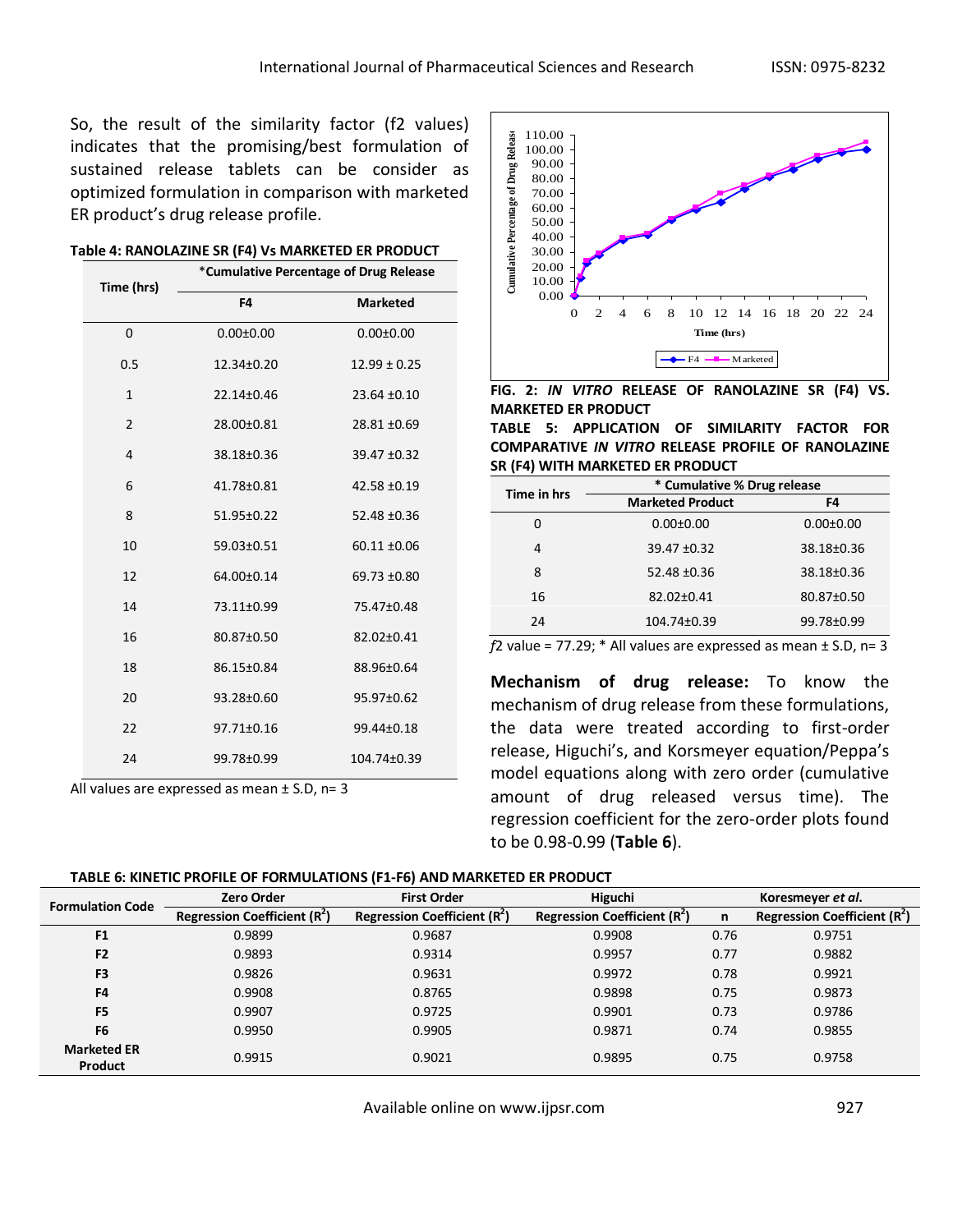So, the result of the similarity factor (f2 values) indicates that the promising/best formulation of sustained release tablets can be consider as optimized formulation in comparison with marketed ER product's drug release profile.

**Table 4: RANOLAZINE SR (F4) Vs MARKETED ER PRODUCT**

| Time (hrs) | *Cumulative Percentage of Drug Release | |
|---|---|---|
| | F4 | Marketed |
| 0 | 0.00±0.00 | 0.00±0.00 |
| 0.5 | 12.34±0.20 | 12.99 ± 0.25 |
| 1 | 22.14±0.46 | 23.64 ±0.10 |
| 2 | 28.00±0.81 | 28.81 ±0.69 |
| 4 | 38.18±0.36 | 39.47 ±0.32 |
| 6 | 41.78±0.81 | 42.58 ±0.19 |
| 8 | 51.95±0.22 | 52.48 ±0.36 |
| 10 | 59.03±0.51 | 60.11 ±0.06 |
| 12 | 64.00±0.14 | 69.73 ±0.80 |
| 14 | 73.11±0.99 | 75.47±0.48 |
| 16 | 80.87±0.50 | 82.02±0.41 |
| 18 | 86.15±0.84 | 88.96±0.64 |
| 20 | 93.28±0.60 | 95.97±0.62 |
| 22 | 97.71±0.16 | 99.44±0.18 |
| 24 | 99.78±0.99 | 104.74±0.39 |

All values are expressed as mean ± S.D, n= 3

**FIG. 2: *IN VITRO* RELEASE OF RANOLAZINE SR (F4) VS. MARKETED ER PRODUCT**

**TABLE 5: APPLICATION OF SIMILARITY FACTOR FOR COMPARATIVE *IN VITRO* RELEASE PROFILE OF RANOLAZINE SR (F4) WITH MARKETED ER PRODUCT**

| Time in hrs | * Cumulative % Drug release | |
|---|---|---|
| | Marketed Product | F4 |
| 0 | 0.00±0.00 | 0.00±0.00 |
| 4 | 39.47 ±0.32 | 38.18±0.36 |
| 8 | 52.48 ±0.36 | 38.18±0.36 |
| 16 | 82.02±0.41 | 80.87±0.50 |
| 24 | 104.74±0.39 | 99.78±0.99 |

*f*2 value = 77.29; * All values are expressed as mean ± S.D, n= 3

**Mechanism of drug release:** To know the mechanism of drug release from these formulations, the data were treated according to first-order release, Higuchi's, and Korsmeyer equation/Peppa's model equations along with zero order (cumulative amount of drug released versus time). The regression coefficient for the zero-order plots found to be 0.98-0.99 (**Table 6**).

**TABLE 6: KINETIC PROFILE OF FORMULATIONS (F1-F6) AND MARKETED ER PRODUCT**

| Formulation Code | Zero Order | First Order | Higuchi | Koresmeyer *et al.* | |
|---|---|---|---|---|---|
| | Regression Coefficient ($R^2$) | Regression Coefficient ($R^2$) | Regression Coefficient ($R^2$) | n | Regression Coefficient ($R^2$) |
| F1 | 0.9899 | 0.9687 | 0.9908 | 0.76 | 0.9751 |
| F2 | 0.9893 | 0.9314 | 0.9957 | 0.77 | 0.9882 |
| F3 | 0.9826 | 0.9631 | 0.9972 | 0.78 | 0.9921 |
| F4 | 0.9908 | 0.8765 | 0.9898 | 0.75 | 0.9873 |
| F5 | 0.9907 | 0.9725 | 0.9901 | 0.73 | 0.9786 |
| F6 | 0.9950 | 0.9905 | 0.9871 | 0.74 | 0.9855 |
| Marketed ER Product | 0.9915 | 0.9021 | 0.9895 | 0.75 | 0.9758 |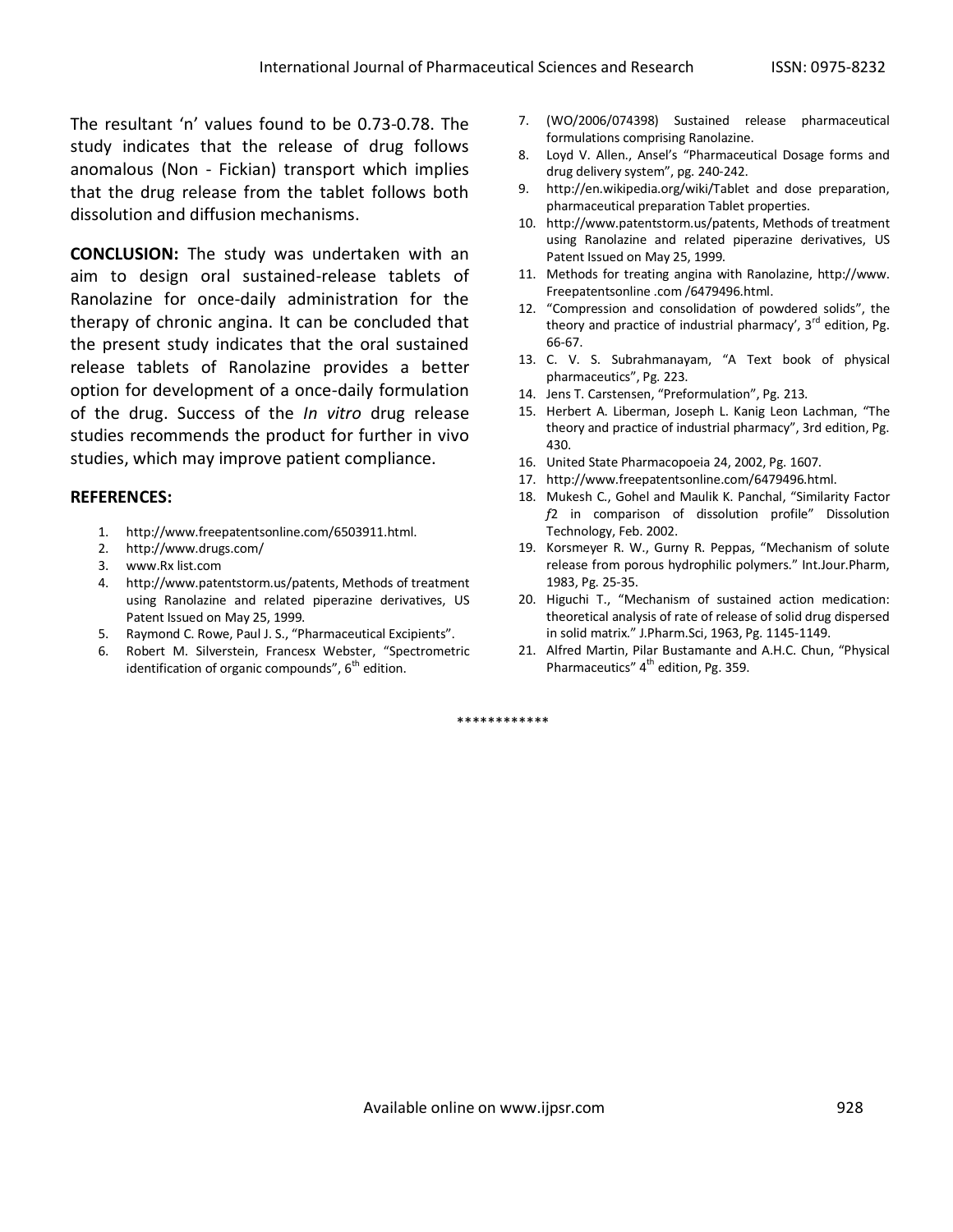The resultant 'n' values found to be 0.73-0.78. The study indicates that the release of drug follows anomalous (Non - Fickian) transport which implies that the drug release from the tablet follows both dissolution and diffusion mechanisms.

**CONCLUSION:** The study was undertaken with an aim to design oral sustained-release tablets of Ranolazine for once-daily administration for the therapy of chronic angina. It can be concluded that the present study indicates that the oral sustained release tablets of Ranolazine provides a better option for development of a once-daily formulation of the drug. Success of the *In vitro* drug release studies recommends the product for further in vivo studies, which may improve patient compliance.

## REFERENCES:

1. http://www.freepatentsonline.com/6503911.html.
2. http://www.drugs.com/
3. www.Rx list.com
4. http://www.patentstorm.us/patents, Methods of treatment using Ranolazine and related piperazine derivatives, US Patent Issued on May 25, 1999.
5. Raymond C. Rowe, Paul J. S., "Pharmaceutical Excipients".
6. Robert M. Silverstein, Francesx Webster, "Spectrometric identification of organic compounds", 6th edition.
7. (WO/2006/074398) Sustained release pharmaceutical formulations comprising Ranolazine.
8. Loyd V. Allen., Ansel's "Pharmaceutical Dosage forms and drug delivery system", pg. 240-242.
9. http://en.wikipedia.org/wiki/Tablet and dose preparation, pharmaceutical preparation Tablet properties.
10. http://www.patentstorm.us/patents, Methods of treatment using Ranolazine and related piperazine derivatives, US Patent Issued on May 25, 1999.
11. Methods for treating angina with Ranolazine, http://www. Freepatentsonline .com /6479496.html.
12. "Compression and consolidation of powdered solids", the theory and practice of industrial pharmacy', 3rd edition, Pg. 66-67.
13. C. V. S. Subrahmanayam, "A Text book of physical pharmaceutics", Pg. 223.
14. Jens T. Carstensen, "Preformulation", Pg. 213.
15. Herbert A. Liberman, Joseph L. Kanig Leon Lachman, "The theory and practice of industrial pharmacy", 3rd edition, Pg. 430.
16. United State Pharmacopoeia 24, 2002, Pg. 1607.
17. http://www.freepatentsonline.com/6479496.html.
18. Mukesh C., Gohel and Maulik K. Panchal, "Similarity Factor *f*2 in comparison of dissolution profile" Dissolution Technology, Feb. 2002.
19. Korsmeyer R. W., Gurny R. Peppas, "Mechanism of solute release from porous hydrophilic polymers." Int.Jour.Pharm, 1983, Pg. 25-35.
20. Higuchi T., "Mechanism of sustained action medication: theoretical analysis of rate of release of solid drug dispersed in solid matrix." J.Pharm.Sci, 1963, Pg. 1145-1149.
21. Alfred Martin, Pilar Bustamante and A.H.C. Chun, "Physical Pharmaceutics" 4th edition, Pg. 359.

************